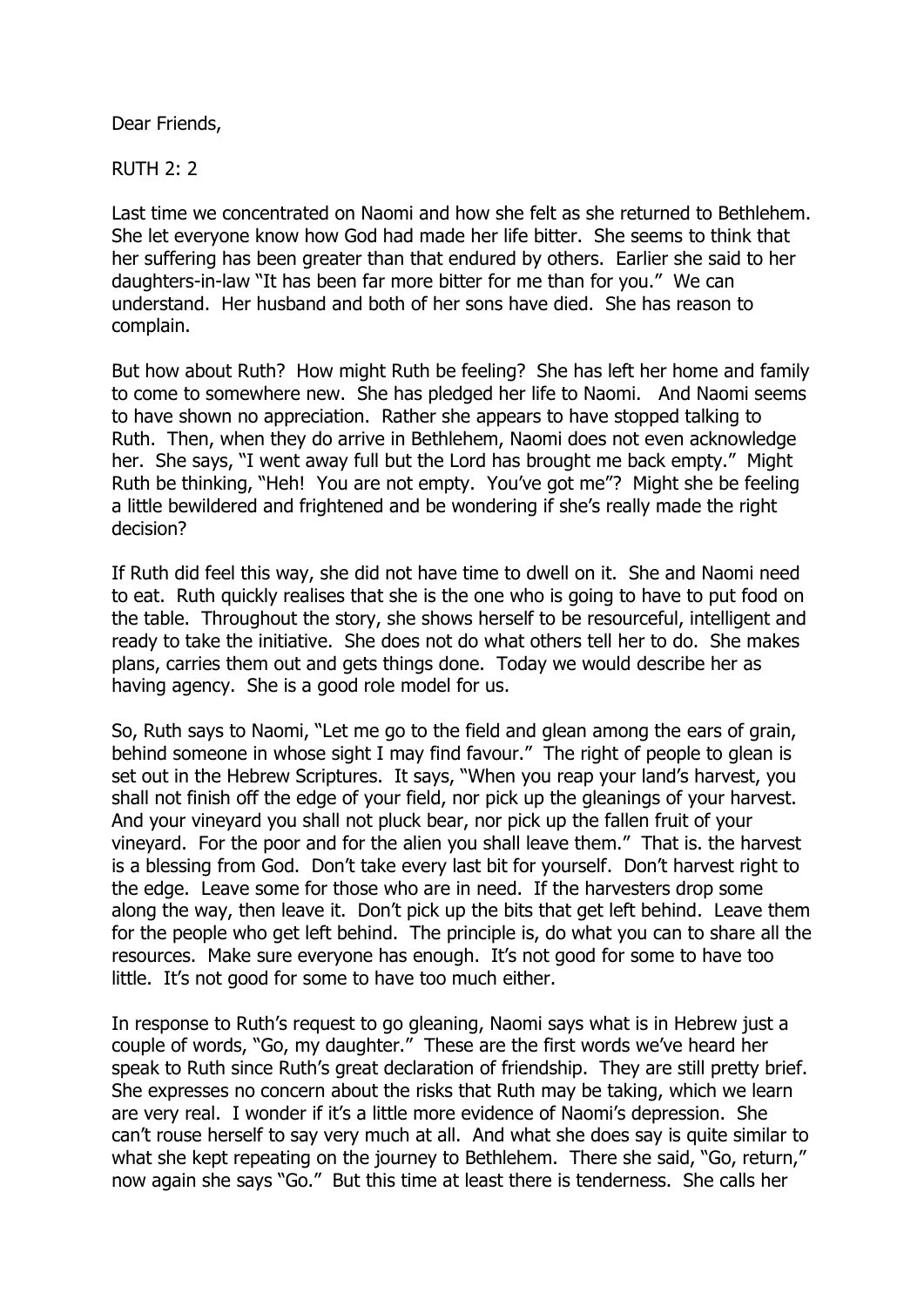Dear Friends,

RUTH 2: 2

Last time we concentrated on Naomi and how she felt as she returned to Bethlehem. She let everyone know how God had made her life bitter. She seems to think that her suffering has been greater than that endured by others. Earlier she said to her daughters-in-law "It has been far more bitter for me than for you." We can understand. Her husband and both of her sons have died. She has reason to complain.

But how about Ruth? How might Ruth be feeling? She has left her home and family to come to somewhere new. She has pledged her life to Naomi. And Naomi seems to have shown no appreciation. Rather she appears to have stopped talking to Ruth. Then, when they do arrive in Bethlehem, Naomi does not even acknowledge her. She says, "I went away full but the Lord has brought me back empty." Might Ruth be thinking, "Heh! You are not empty. You've got me"? Might she be feeling a little bewildered and frightened and be wondering if she's really made the right decision?

If Ruth did feel this way, she did not have time to dwell on it. She and Naomi need to eat. Ruth quickly realises that she is the one who is going to have to put food on the table. Throughout the story, she shows herself to be resourceful, intelligent and ready to take the initiative. She does not do what others tell her to do. She makes plans, carries them out and gets things done. Today we would describe her as having agency. She is a good role model for us.

So, Ruth says to Naomi, "Let me go to the field and glean among the ears of grain, behind someone in whose sight I may find favour." The right of people to glean is set out in the Hebrew Scriptures. It says, "When you reap your land's harvest, you shall not finish off the edge of your field, nor pick up the gleanings of your harvest. And your vineyard you shall not pluck bear, nor pick up the fallen fruit of your vineyard. For the poor and for the alien you shall leave them." That is. the harvest is a blessing from God. Don't take every last bit for yourself. Don't harvest right to the edge. Leave some for those who are in need. If the harvesters drop some along the way, then leave it. Don't pick up the bits that get left behind. Leave them for the people who get left behind. The principle is, do what you can to share all the resources. Make sure everyone has enough. It's not good for some to have too little. It's not good for some to have too much either.

In response to Ruth's request to go gleaning, Naomi says what is in Hebrew just a couple of words, "Go, my daughter." These are the first words we've heard her speak to Ruth since Ruth's great declaration of friendship. They are still pretty brief. She expresses no concern about the risks that Ruth may be taking, which we learn are very real. I wonder if it's a little more evidence of Naomi's depression. She can't rouse herself to say very much at all. And what she does say is quite similar to what she kept repeating on the journey to Bethlehem. There she said, "Go, return," now again she says "Go." But this time at least there is tenderness. She calls her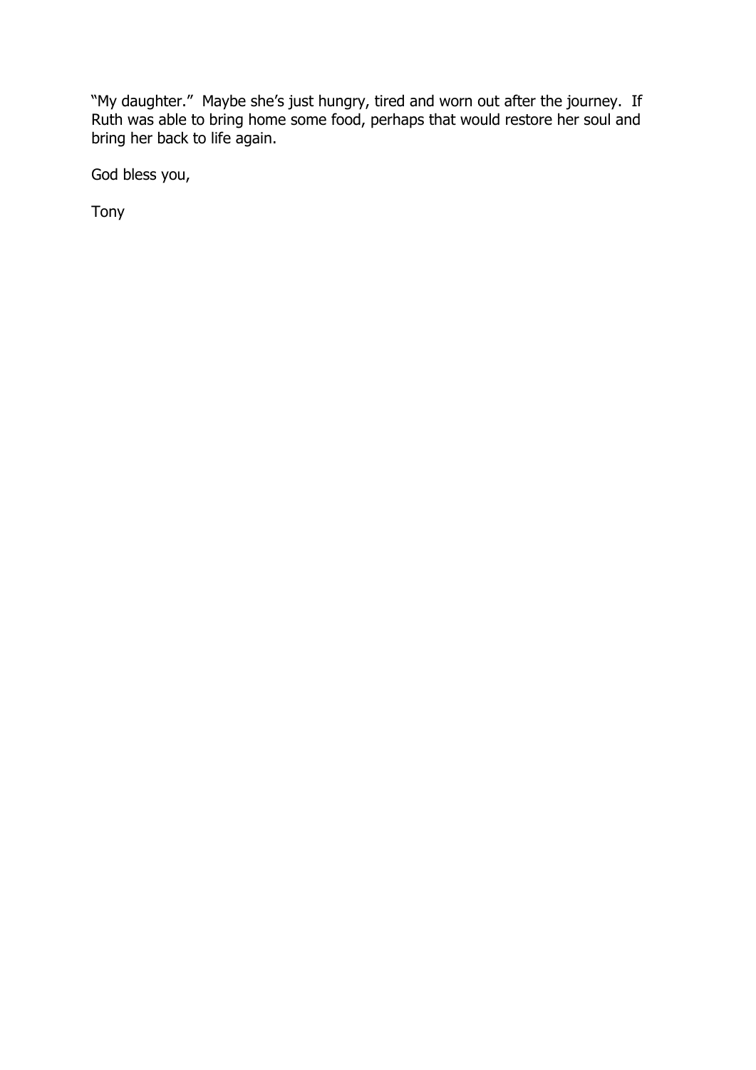"My daughter." Maybe she's just hungry, tired and worn out after the journey. If Ruth was able to bring home some food, perhaps that would restore her soul and bring her back to life again.

God bless you,

Tony